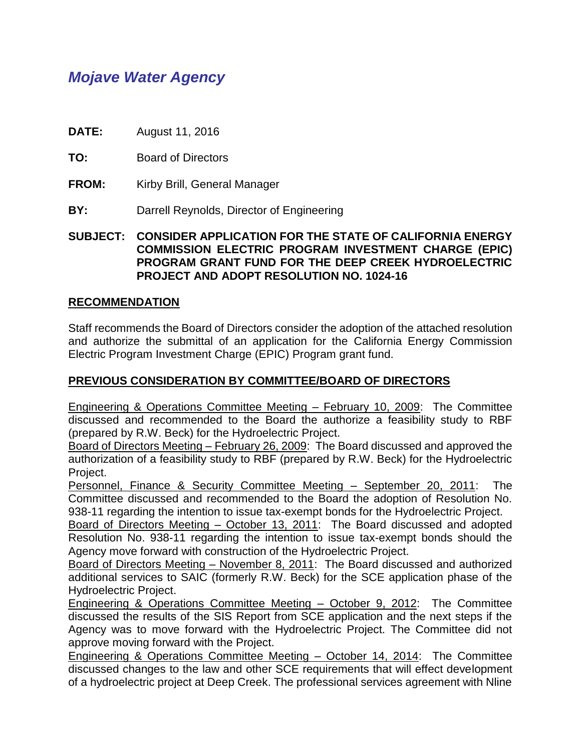# *Mojave Water Agency*

**DATE:** August 11, 2016

**TO:** Board of Directors

**FROM:** Kirby Brill, General Manager

**BY:** Darrell Reynolds, Director of Engineering

**SUBJECT: CONSIDER APPLICATION FOR THE STATE OF CALIFORNIA ENERGY COMMISSION ELECTRIC PROGRAM INVESTMENT CHARGE (EPIC) PROGRAM GRANT FUND FOR THE DEEP CREEK HYDROELECTRIC PROJECT AND ADOPT RESOLUTION NO. 1024-16**

## RECOMMENDATION

Staff recommends the Board of Directors consider the adoption of the attached resolution and authorize the submittal of an application for the California Energy Commission Electric Program Investment Charge (EPIC) Program grant fund.

## PREVIOUS CONSIDERATION BY COMMITTEE/BOARD OF DIRECTORS

<u>Engineering & Operations Committee Meeting – February 10, 2009</u>: The Committee discussed and recommended to the Board the authorize a feasibility study to RBF (prepared by R.W. Beck) for the Hydroelectric Project.

<u>Board of Directors Meeting – February 26, 2009</u>: The Board discussed and approved the authorization of a feasibility study to RBF (prepared by R.W. Beck) for the Hydroelectric Project.

<u>Personnel, Finance & Security Committee Meeting – September 20, 2011</u>: The Committee discussed and recommended to the Board the adoption of Resolution No. 938-11 regarding the intention to issue tax-exempt bonds for the Hydroelectric Project.

<u>Board of Directors Meeting – October 13, 2011</u>: The Board discussed and adopted Resolution No. 938-11 regarding the intention to issue tax-exempt bonds should the Agency move forward with construction of the Hydroelectric Project.

<u>Board of Directors Meeting – November 8, 2011</u>: The Board discussed and authorized additional services to SAIC (formerly R.W. Beck) for the SCE application phase of the Hydroelectric Project.

<u>Engineering & Operations Committee Meeting – October 9, 2012</u>: The Committee discussed the results of the SIS Report from SCE application and the next steps if the Agency was to move forward with the Hydroelectric Project. The Committee did not approve moving forward with the Project.

<u>Engineering & Operations Committee Meeting – October 14, 2014</u>: The Committee discussed changes to the law and other SCE requirements that will effect development of a hydroelectric project at Deep Creek. The professional services agreement with Nline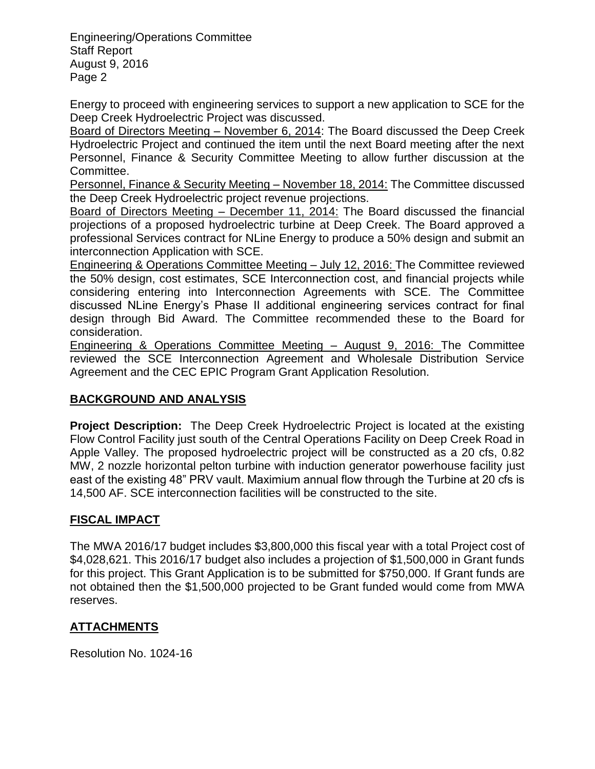Energy to proceed with engineering services to support a new application to SCE for the Deep Creek Hydroelectric Project was discussed.

Board of Directors Meeting – November 6, 2014: The Board discussed the Deep Creek Hydroelectric Project and continued the item until the next Board meeting after the next Personnel, Finance & Security Committee Meeting to allow further discussion at the Committee.

Personnel, Finance & Security Meeting – November 18, 2014: The Committee discussed the Deep Creek Hydroelectric project revenue projections.

Board of Directors Meeting – December 11, 2014: The Board discussed the financial projections of a proposed hydroelectric turbine at Deep Creek. The Board approved a professional Services contract for NLine Energy to produce a 50% design and submit an interconnection Application with SCE.

Engineering & Operations Committee Meeting – July 12, 2016: The Committee reviewed the 50% design, cost estimates, SCE Interconnection cost, and financial projects while considering entering into Interconnection Agreements with SCE. The Committee discussed NLine Energy's Phase II additional engineering services contract for final design through Bid Award. The Committee recommended these to the Board for consideration.

Engineering & Operations Committee Meeting – August 9, 2016: The Committee reviewed the SCE Interconnection Agreement and Wholesale Distribution Service Agreement and the CEC EPIC Program Grant Application Resolution.

## BACKGROUND AND ANALYSIS

**Project Description:** The Deep Creek Hydroelectric Project is located at the existing Flow Control Facility just south of the Central Operations Facility on Deep Creek Road in Apple Valley. The proposed hydroelectric project will be constructed as a 20 cfs, 0.82 MW, 2 nozzle horizontal pelton turbine with induction generator powerhouse facility just east of the existing 48" PRV vault. Maximium annual flow through the Turbine at 20 cfs is 14,500 AF. SCE interconnection facilities will be constructed to the site.

## FISCAL IMPACT

The MWA 2016/17 budget includes $3,800,000 this fiscal year with a total Project cost of $4,028,621. This 2016/17 budget also includes a projection of $1,500,000 in Grant funds for this project. This Grant Application is to be submitted for $750,000. If Grant funds are not obtained then the $1,500,000 projected to be Grant funded would come from MWA reserves.

## ATTACHMENTS

Resolution No. 1024-16